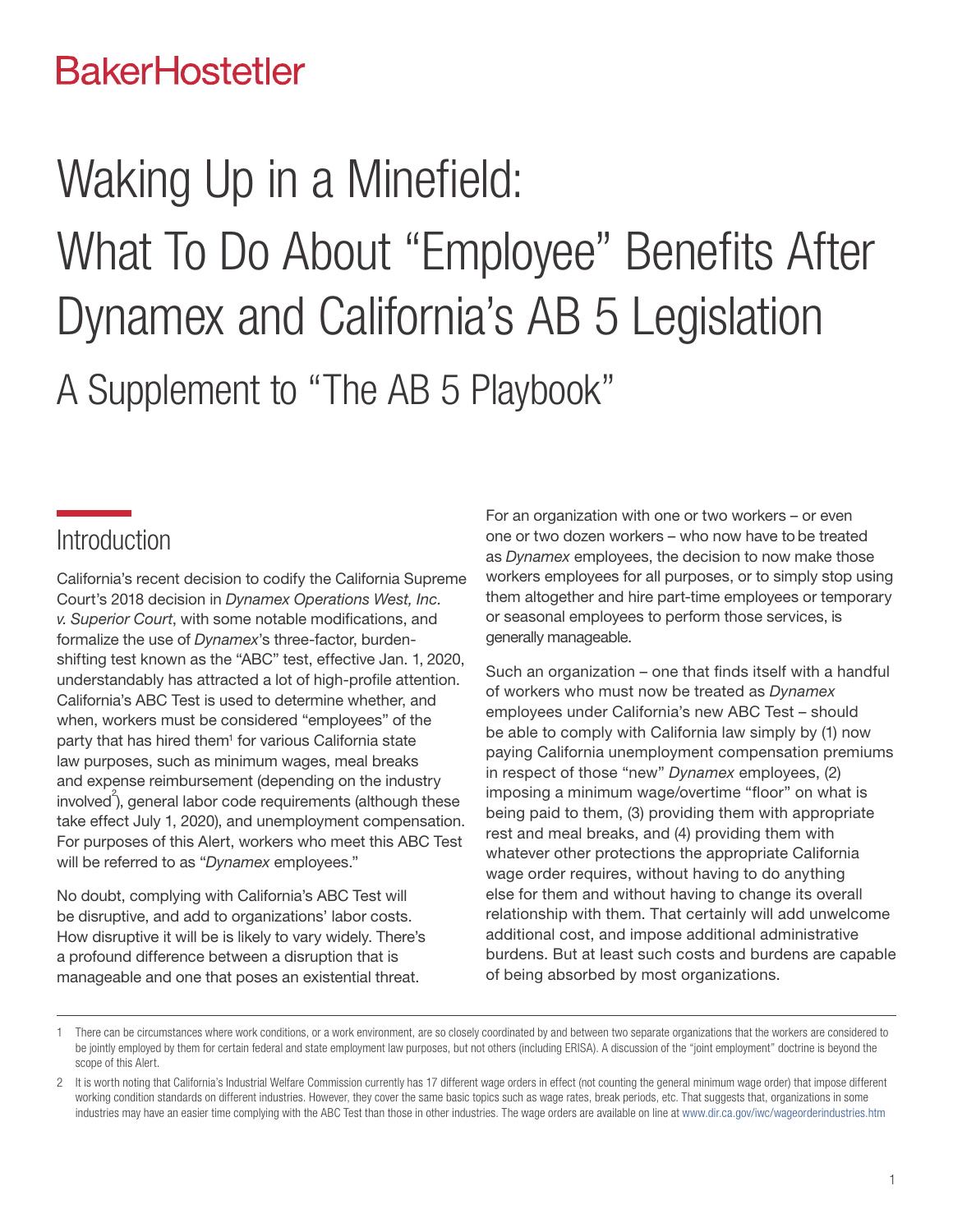BakerHostetler

# Waking Up in a Minefield: What To Do About "Employee" Benefits After Dynamex and California's AB 5 Legislation

## A Supplement to "The AB 5 Playbook"

## Introduction

California's recent decision to codify the California Supreme Court's 2018 decision in *Dynamex Operations West, Inc. v. Superior Court*, with some notable modifications, and formalize the use of *Dynamex*'s three-factor, burden-shifting test known as the "ABC" test, effective Jan. 1, 2020, understandably has attracted a lot of high-profile attention. California's ABC Test is used to determine whether, and when, workers must be considered "employees" of the party that has hired them[1] for various California state law purposes, such as minimum wages, meal breaks and expense reimbursement (depending on the industry involved[2]), general labor code requirements (although these take effect July 1, 2020), and unemployment compensation. For purposes of this Alert, workers who meet this ABC Test will be referred to as "*Dynamex* employees."

No doubt, complying with California's ABC Test will be disruptive, and add to organizations' labor costs. How disruptive it will be is likely to vary widely. There's a profound difference between a disruption that is manageable and one that poses an existential threat.

For an organization with one or two workers – or even one or two dozen workers – who now have to be treated as *Dynamex* employees, the decision to now make those workers employees for all purposes, or to simply stop using them altogether and hire part-time employees or temporary or seasonal employees to perform those services, is generally manageable.

Such an organization – one that finds itself with a handful of workers who must now be treated as *Dynamex* employees under California's new ABC Test – should be able to comply with California law simply by (1) now paying California unemployment compensation premiums in respect of those "new" *Dynamex* employees, (2) imposing a minimum wage/overtime "floor" on what is being paid to them, (3) providing them with appropriate rest and meal breaks, and (4) providing them with whatever other protections the appropriate California wage order requires, without having to do anything else for them and without having to change its overall relationship with them. That certainly will add unwelcome additional cost, and impose additional administrative burdens. But at least such costs and burdens are capable of being absorbed by most organizations.

---

1 There can be circumstances where work conditions, or a work environment, are so closely coordinated by and between two separate organizations that the workers are considered to be jointly employed by them for certain federal and state employment law purposes, but not others (including ERISA). A discussion of the "joint employment" doctrine is beyond the scope of this Alert.

2 It is worth noting that California's Industrial Welfare Commission currently has 17 different wage orders in effect (not counting the general minimum wage order) that impose different working condition standards on different industries. However, they cover the same basic topics such as wage rates, break periods, etc. That suggests that, organizations in some industries may have an easier time complying with the ABC Test than those in other industries. The wage orders are available on line at www.dir.ca.gov/iwc/wageorderindustries.htm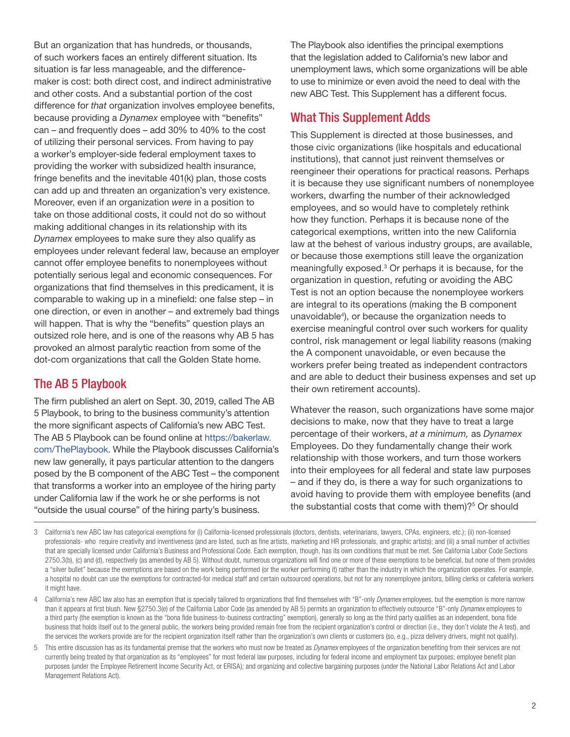But an organization that has hundreds, or thousands, of such workers faces an entirely different situation. Its situation is far less manageable, and the difference-maker is cost: both direct cost, and indirect administrative and other costs. And a substantial portion of the cost difference for *that* organization involves employee benefits, because providing a *Dynamex* employee with "benefits" can – and frequently does – add 30% to 40% to the cost of utilizing their personal services. From having to pay a worker's employer-side federal employment taxes to providing the worker with subsidized health insurance, fringe benefits and the inevitable 401(k) plan, those costs can add up and threaten an organization's very existence. Moreover, even if an organization *were* in a position to take on those additional costs, it could not do so without making additional changes in its relationship with its *Dynamex* employees to make sure they also qualify as employees under relevant federal law, because an employer cannot offer employee benefits to nonemployees without potentially serious legal and economic consequences. For organizations that find themselves in this predicament, it is comparable to waking up in a minefield: one false step – in one direction, or even in another – and extremely bad things will happen. That is why the "benefits" question plays an outsized role here, and is one of the reasons why AB 5 has provoked an almost paralytic reaction from some of the dot-com organizations that call the Golden State home.

## The AB 5 Playbook

The firm published an alert on Sept. 30, 2019, called The AB 5 Playbook, to bring to the business community's attention the more significant aspects of California's new ABC Test. The AB 5 Playbook can be found online at https://bakerlaw.com/ThePlaybook. While the Playbook discusses California's new law generally, it pays particular attention to the dangers posed by the B component of the ABC Test – the component that transforms a worker into an employee of the hiring party under California law if the work he or she performs is not "outside the usual course" of the hiring party's business.

The Playbook also identifies the principal exemptions that the legislation added to California's new labor and unemployment laws, which some organizations will be able to use to minimize or even avoid the need to deal with the new ABC Test. This Supplement has a different focus.

## What This Supplement Adds

This Supplement is directed at those businesses, and those civic organizations (like hospitals and educational institutions), that cannot just reinvent themselves or reengineer their operations for practical reasons. Perhaps it is because they use significant numbers of nonemployee workers, dwarfing the number of their acknowledged employees, and so would have to completely rethink how they function. Perhaps it is because none of the categorical exemptions, written into the new California law at the behest of various industry groups, are available, or because those exemptions still leave the organization meaningfully exposed.[3] Or perhaps it is because, for the organization in question, refuting or avoiding the ABC Test is not an option because the nonemployee workers are integral to its operations (making the B component unavoidable[4]), or because the organization needs to exercise meaningful control over such workers for quality control, risk management or legal liability reasons (making the A component unavoidable, or even because the workers prefer being treated as independent contractors and are able to deduct their business expenses and set up their own retirement accounts).

Whatever the reason, such organizations have some major decisions to make, now that they have to treat a large percentage of their workers, *at a minimum,* as *Dynamex* Employees. Do they fundamentally change their work relationship with those workers, and turn those workers into their employees for all federal and state law purposes – and if they do, is there a way for such organizations to avoid having to provide them with employee benefits (and the substantial costs that come with them)?[5] Or should

---

3 California's new ABC law has categorical exemptions for (i) California-licensed professionals (doctors, dentists, veterinarians, lawyers, CPAs, engineers, etc.); (ii) non-licensed professionals- who require creativity and inventiveness (and are listed, such as fine artists, marketing and HR professionals, and graphic artists); and (iii) a small number of activities that are specially licensed under California's Business and Professional Code. Each exemption, though, has its own conditions that must be met. See California Labor Code Sections 2750.3(b), (c) and (d), respectively (as amended by AB 5). Without doubt, numerous organizations will find one or more of these exemptions to be beneficial, but none of them provides a "silver bullet" because the exemptions are based on the work being performed (or the worker performing it) rather than the industry in which the organization operates. For example, a hospital no doubt can use the exemptions for contracted-for medical staff and certain outsourced operations, but not for any nonemployee janitors, billing clerks or cafeteria workers it might have.

4 California's new ABC law also has an exemption that is specially tailored to organizations that find themselves with "B"-only *Dynamex* employees, but the exemption is more narrow than it appears at first blush. New §2750.3(e) of the California Labor Code (as amended by AB 5) permits an organization to effectively outsource "B"-only *Dynamex* employees to a third party (the exemption is known as the "bona fide business-to-business contracting" exemption), generally so long as the third party qualifies as an independent, bona fide business that holds itself out to the general public, the workers being provided remain free from the recipient organization's control or direction (i.e., they don't violate the A test), and the services the workers provide are for the recipient organization itself rather than the organization's own clients or customers (so, e.g., pizza delivery drivers, might not qualify).

5 This entire discussion has as its fundamental premise that the workers who must now be treated as *Dynamex* employees of the organization benefiting from their services are not currently being treated by that organization as its "employees" for most federal law purposes, including for federal income and employment tax purposes; employee benefit plan purposes (under the Employee Retirement Income Security Act, or ERISA); and organizing and collective bargaining purposes (under the National Labor Relations Act and Labor Management Relations Act).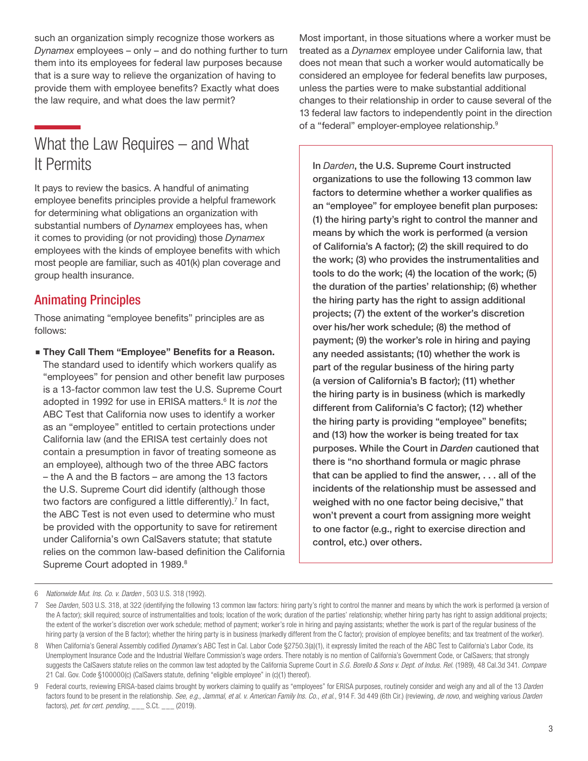such an organization simply recognize those workers as *Dynamex* employees – only – and do nothing further to turn them into its employees for federal law purposes because that is a sure way to relieve the organization of having to provide them with employee benefits? Exactly what does the law require, and what does the law permit?

## What the Law Requires – and What It Permits

It pays to review the basics. A handful of animating employee benefits principles provide a helpful framework for determining what obligations an organization with substantial numbers of *Dynamex* employees has, when it comes to providing (or not providing) those *Dynamex* employees with the kinds of employee benefits with which most people are familiar, such as 401(k) plan coverage and group health insurance.

### Animating Principles

Those animating "employee benefits" principles are as follows:

- **They Call Them "Employee" Benefits for a Reason.** The standard used to identify which workers qualify as "employees" for pension and other benefit law purposes is a 13-factor common law test the U.S. Supreme Court adopted in 1992 for use in ERISA matters.[6] It is *not* the ABC Test that California now uses to identify a worker as an "employee" entitled to certain protections under California law (and the ERISA test certainly does not contain a presumption in favor of treating someone as an employee), although two of the three ABC factors – the A and the B factors – are among the 13 factors the U.S. Supreme Court did identify (although those two factors are configured a little differently).[7] In fact, the ABC Test is not even used to determine who must be provided with the opportunity to save for retirement under California's own CalSavers statute; that statute relies on the common law-based definition the California Supreme Court adopted in 1989.[8]

Most important, in those situations where a worker must be treated as a *Dynamex* employee under California law, that does not mean that such a worker would automatically be considered an employee for federal benefits law purposes, unless the parties were to make substantial additional changes to their relationship in order to cause several of the 13 federal law factors to independently point in the direction of a "federal" employer-employee relationship.[9]

> **In *Darden*, the U.S. Supreme Court instructed organizations to use the following 13 common law factors to determine whether a worker qualifies as an "employee" for employee benefit plan purposes: (1) the hiring party's right to control the manner and means by which the work is performed (a version of California's A factor); (2) the skill required to do the work; (3) who provides the instrumentalities and tools to do the work; (4) the location of the work; (5) the duration of the parties' relationship; (6) whether the hiring party has the right to assign additional projects; (7) the extent of the worker's discretion over his/her work schedule; (8) the method of payment; (9) the worker's role in hiring and paying any needed assistants; (10) whether the work is part of the regular business of the hiring party (a version of California's B factor); (11) whether the hiring party is in business (which is markedly different from California's C factor); (12) whether the hiring party is providing "employee" benefits; and (13) how the worker is being treated for tax purposes. While the Court in *Darden* cautioned that there is "no shorthand formula or magic phrase that can be applied to find the answer, . . . all of the incidents of the relationship must be assessed and weighed with no one factor being decisive," that won't prevent a court from assigning more weight to one factor (e.g., right to exercise direction and control, etc.) over others.**

---

6 *Nationwide Mut. Ins. Co. v. Darden* , 503 U.S. 318 (1992).

7 See *Darden*, 503 U.S. 318, at 322 (identifying the following 13 common law factors: hiring party's right to control the manner and means by which the work is performed (a version of the A factor); skill required; source of instrumentalities and tools; location of the work; duration of the parties' relationship; whether hiring party has right to assign additional projects; the extent of the worker's discretion over work schedule; method of payment; worker's role in hiring and paying assistants; whether the work is part of the regular business of the hiring party (a version of the B factor); whether the hiring party is in business (markedly different from the C factor); provision of employee benefits; and tax treatment of the worker).

8 When California's General Assembly codified *Dynamex*'s ABC Test in Cal. Labor Code §2750.3(a)(1), it expressly limited the reach of the ABC Test to California's Labor Code, its Unemployment Insurance Code and the Industrial Welfare Commission's wage orders. There notably is no mention of California's Government Code, or CalSavers; that strongly suggests the CalSavers statute relies on the common law test adopted by the California Supreme Court in *S.G. Borello & Sons v. Dept. of Indus. Rel.* (1989), 48 Cal.3d 341. *Compare* 21 Cal. Gov. Code §100000(c) (CalSavers statute, defining "eligible employee" in (c)(1) thereof).

9 Federal courts, reviewing ERISA-based claims brought by workers claiming to qualify as "employees" for ERISA purposes, routinely consider and weigh any and all of the 13 *Darden* factors found to be present in the relationship. *See, e.g., Jammal, et al. v. American Family Ins. Co., et al.*, 914 F. 3d 449 (6th Cir.) (reviewing, *de novo*, and weighing various *Darden* factors), *pet. for cert. pending*, ___ S.Ct. ___ (2019).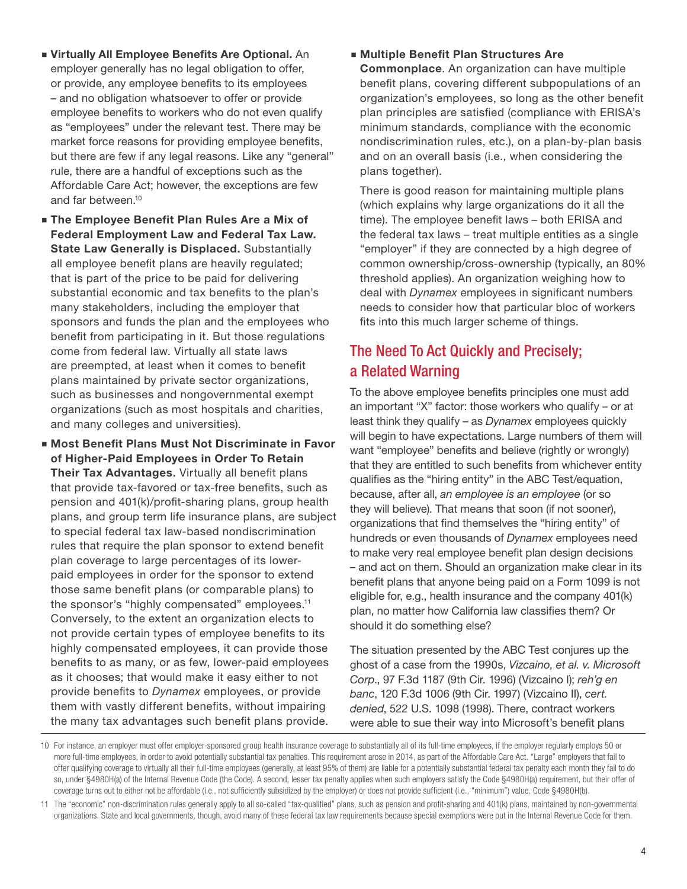- **Virtually All Employee Benefits Are Optional.** An employer generally has no legal obligation to offer, or provide, any employee benefits to its employees – and no obligation whatsoever to offer or provide employee benefits to workers who do not even qualify as "employees" under the relevant test. There may be market force reasons for providing employee benefits, but there are few if any legal reasons. Like any "general" rule, there are a handful of exceptions such as the Affordable Care Act; however, the exceptions are few and far between.[10]
- **The Employee Benefit Plan Rules Are a Mix of Federal Employment Law and Federal Tax Law. State Law Generally is Displaced.** Substantially all employee benefit plans are heavily regulated; that is part of the price to be paid for delivering substantial economic and tax benefits to the plan's many stakeholders, including the employer that sponsors and funds the plan and the employees who benefit from participating in it. But those regulations come from federal law. Virtually all state laws are preempted, at least when it comes to benefit plans maintained by private sector organizations, such as businesses and nongovernmental exempt organizations (such as most hospitals and charities, and many colleges and universities).
- **Most Benefit Plans Must Not Discriminate in Favor of Higher-Paid Employees in Order To Retain Their Tax Advantages.** Virtually all benefit plans that provide tax-favored or tax-free benefits, such as pension and 401(k)/profit-sharing plans, group health plans, and group term life insurance plans, are subject to special federal tax law-based nondiscrimination rules that require the plan sponsor to extend benefit plan coverage to large percentages of its lower-paid employees in order for the sponsor to extend those same benefit plans (or comparable plans) to the sponsor's "highly compensated" employees.[11] Conversely, to the extent an organization elects to not provide certain types of employee benefits to its highly compensated employees, it can provide those benefits to as many, or as few, lower-paid employees as it chooses; that would make it easy either to not provide benefits to *Dynamex* employees, or provide them with vastly different benefits, without impairing the many tax advantages such benefit plans provide.
- **Multiple Benefit Plan Structures Are Commonplace**. An organization can have multiple benefit plans, covering different subpopulations of an organization's employees, so long as the other benefit plan principles are satisfied (compliance with ERISA's minimum standards, compliance with the economic nondiscrimination rules, etc.), on a plan-by-plan basis and on an overall basis (i.e., when considering the plans together).

  There is good reason for maintaining multiple plans (which explains why large organizations do it all the time). The employee benefit laws – both ERISA and the federal tax laws – treat multiple entities as a single "employer" if they are connected by a high degree of common ownership/cross-ownership (typically, an 80% threshold applies). An organization weighing how to deal with *Dynamex* employees in significant numbers needs to consider how that particular bloc of workers fits into this much larger scheme of things.

## The Need To Act Quickly and Precisely; a Related Warning

To the above employee benefits principles one must add an important "X" factor: those workers who qualify – or at least think they qualify – as *Dynamex* employees quickly will begin to have expectations. Large numbers of them will want "employee" benefits and believe (rightly or wrongly) that they are entitled to such benefits from whichever entity qualifies as the "hiring entity" in the ABC Test/equation, because, after all, *an employee is an employee* (or so they will believe). That means that soon (if not sooner), organizations that find themselves the "hiring entity" of hundreds or even thousands of *Dynamex* employees need to make very real employee benefit plan design decisions – and act on them. Should an organization make clear in its benefit plans that anyone being paid on a Form 1099 is not eligible for, e.g., health insurance and the company 401(k) plan, no matter how California law classifies them? Or should it do something else?

The situation presented by the ABC Test conjures up the ghost of a case from the 1990s, *Vizcaino, et al. v. Microsoft Corp.*, 97 F.3d 1187 (9th Cir. 1996) (Vizcaino I); *reh'g en banc*, 120 F.3d 1006 (9th Cir. 1997) (Vizcaino II), *cert. denied*, 522 U.S. 1098 (1998). There, contract workers were able to sue their way into Microsoft's benefit plans

---

10 For instance, an employer must offer employer-sponsored group health insurance coverage to substantially all of its full-time employees, if the employer regularly employs 50 or more full-time employees, in order to avoid potentially substantial tax penalties. This requirement arose in 2014, as part of the Affordable Care Act. "Large" employers that fail to offer qualifying coverage to virtually all their full-time employees (generally, at least 95% of them) are liable for a potentially substantial federal tax penalty each month they fail to do so, under §4980H(a) of the Internal Revenue Code (the Code). A second, lesser tax penalty applies when such employers satisfy the Code §4980H(a) requirement, but their offer of coverage turns out to either not be affordable (i.e., not sufficiently subsidized by the employer) or does not provide sufficient (i.e., "minimum") value. Code §4980H(b).

11 The "economic" non-discrimination rules generally apply to all so-called "tax-qualified" plans, such as pension and profit-sharing and 401(k) plans, maintained by non-governmental organizations. State and local governments, though, avoid many of these federal tax law requirements because special exemptions were put in the Internal Revenue Code for them.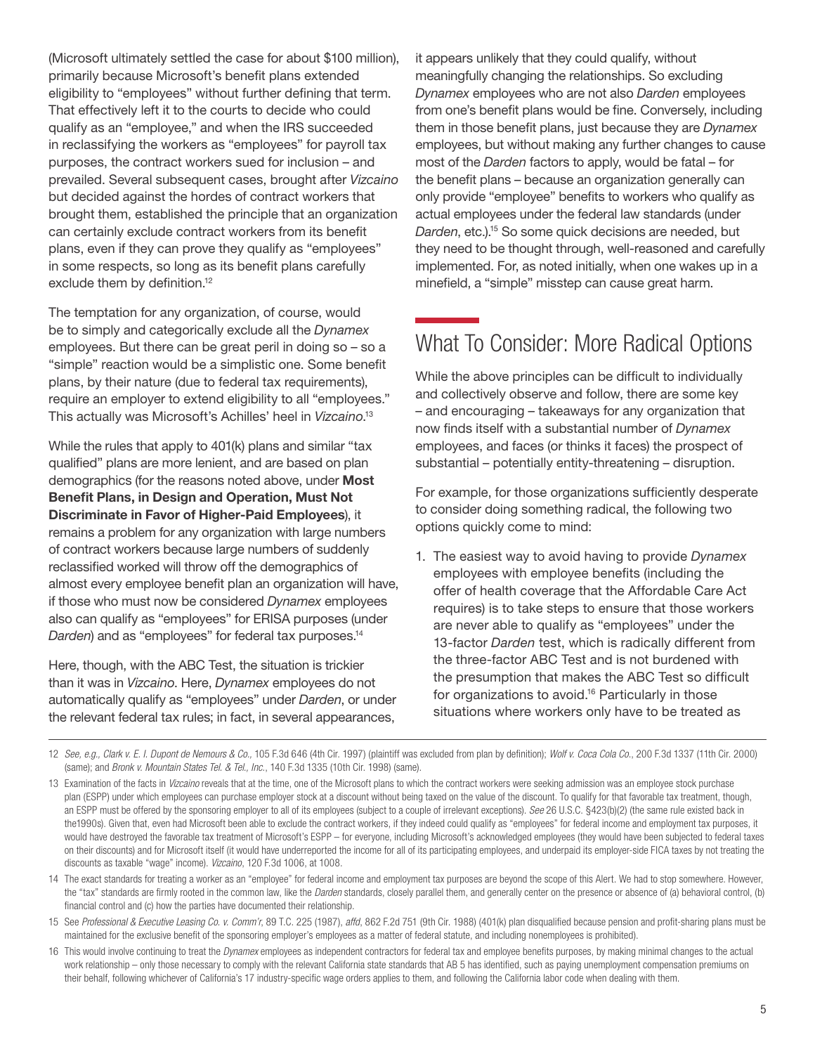(Microsoft ultimately settled the case for about $100 million), primarily because Microsoft's benefit plans extended eligibility to "employees" without further defining that term. That effectively left it to the courts to decide who could qualify as an "employee," and when the IRS succeeded in reclassifying the workers as "employees" for payroll tax purposes, the contract workers sued for inclusion – and prevailed. Several subsequent cases, brought after *Vizcaino* but decided against the hordes of contract workers that brought them, established the principle that an organization can certainly exclude contract workers from its benefit plans, even if they can prove they qualify as "employees" in some respects, so long as its benefit plans carefully exclude them by definition.[12]

The temptation for any organization, of course, would be to simply and categorically exclude all the *Dynamex* employees. But there can be great peril in doing so – so a "simple" reaction would be a simplistic one. Some benefit plans, by their nature (due to federal tax requirements), require an employer to extend eligibility to all "employees." This actually was Microsoft's Achilles' heel in *Vizcaino*.[13]

While the rules that apply to 401(k) plans and similar "tax qualified" plans are more lenient, and are based on plan demographics (for the reasons noted above, under **Most Benefit Plans, in Design and Operation, Must Not Discriminate in Favor of Higher-Paid Employees**), it remains a problem for any organization with large numbers of contract workers because large numbers of suddenly reclassified worked will throw off the demographics of almost every employee benefit plan an organization will have, if those who must now be considered *Dynamex* employees also can qualify as "employees" for ERISA purposes (under *Darden*) and as "employees" for federal tax purposes.[14]

Here, though, with the ABC Test, the situation is trickier than it was in *Vizcaino*. Here, *Dynamex* employees do not automatically qualify as "employees" under *Darden*, or under the relevant federal tax rules; in fact, in several appearances, it appears unlikely that they could qualify, without meaningfully changing the relationships. So excluding *Dynamex* employees who are not also *Darden* employees from one's benefit plans would be fine. Conversely, including them in those benefit plans, just because they are *Dynamex* employees, but without making any further changes to cause most of the *Darden* factors to apply, would be fatal – for the benefit plans – because an organization generally can only provide "employee" benefits to workers who qualify as actual employees under the federal law standards (under *Darden*, etc.).[15] So some quick decisions are needed, but they need to be thought through, well-reasoned and carefully implemented. For, as noted initially, when one wakes up in a minefield, a "simple" misstep can cause great harm.

## What To Consider: More Radical Options

While the above principles can be difficult to individually and collectively observe and follow, there are some key – and encouraging – takeaways for any organization that now finds itself with a substantial number of *Dynamex* employees, and faces (or thinks it faces) the prospect of substantial – potentially entity-threatening – disruption.

For example, for those organizations sufficiently desperate to consider doing something radical, the following two options quickly come to mind:

1. The easiest way to avoid having to provide *Dynamex* employees with employee benefits (including the offer of health coverage that the Affordable Care Act requires) is to take steps to ensure that those workers are never able to qualify as "employees" under the 13-factor *Darden* test, which is radically different from the three-factor ABC Test and is not burdened with the presumption that makes the ABC Test so difficult for organizations to avoid.[16] Particularly in those situations where workers only have to be treated as

---

12 *See, e.g., Clark v. E. I. Dupont de Nemours & Co.*, 105 F.3d 646 (4th Cir. 1997) (plaintiff was excluded from plan by definition); *Wolf v. Coca Cola Co.*, 200 F.3d 1337 (11th Cir. 2000) (same); and *Bronk v. Mountain States Tel. & Tel., Inc.*, 140 F.3d 1335 (10th Cir. 1998) (same).

13 Examination of the facts in *Vizcaino* reveals that at the time, one of the Microsoft plans to which the contract workers were seeking admission was an employee stock purchase plan (ESPP) under which employees can purchase employer stock at a discount without being taxed on the value of the discount. To qualify for that favorable tax treatment, though, an ESPP must be offered by the sponsoring employer to all of its employees (subject to a couple of irrelevant exceptions). *See* 26 U.S.C. §423(b)(2) (the same rule existed back in the1990s). Given that, even had Microsoft been able to exclude the contract workers, if they indeed could qualify as "employees" for federal income and employment tax purposes, it would have destroyed the favorable tax treatment of Microsoft's ESPP – for everyone, including Microsoft's acknowledged employees (they would have been subjected to federal taxes on their discounts) and for Microsoft itself (it would have underreported the income for all of its participating employees, and underpaid its employer-side FICA taxes by not treating the discounts as taxable "wage" income). *Vizcaino*, 120 F.3d 1006, at 1008.

14 The exact standards for treating a worker as an "employee" for federal income and employment tax purposes are beyond the scope of this Alert. We had to stop somewhere. However, the "tax" standards are firmly rooted in the common law, like the *Darden* standards, closely parallel them, and generally center on the presence or absence of (a) behavioral control, (b) financial control and (c) how the parties have documented their relationship.

15 See *Professional & Executive Leasing Co. v. Comm'r*, 89 T.C. 225 (1987), *affd*, 862 F.2d 751 (9th Cir. 1988) (401(k) plan disqualified because pension and profit-sharing plans must be maintained for the exclusive benefit of the sponsoring employer's employees as a matter of federal statute, and including nonemployees is prohibited).

16 This would involve continuing to treat the *Dynamex* employees as independent contractors for federal tax and employee benefits purposes, by making minimal changes to the actual work relationship – only those necessary to comply with the relevant California state standards that AB 5 has identified, such as paying unemployment compensation premiums on their behalf, following whichever of California's 17 industry-specific wage orders applies to them, and following the California labor code when dealing with them.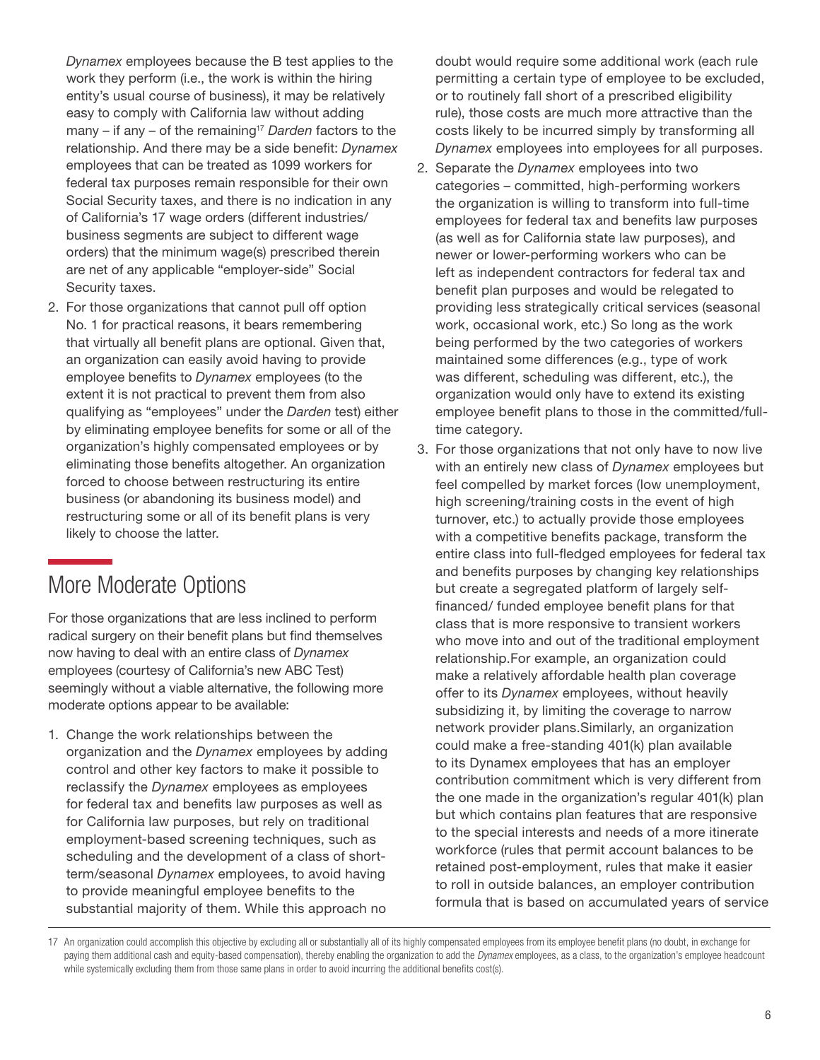*Dynamex* employees because the B test applies to the work they perform (i.e., the work is within the hiring entity's usual course of business), it may be relatively easy to comply with California law without adding many – if any – of the remaining[17] *Darden* factors to the relationship. And there may be a side benefit: *Dynamex* employees that can be treated as 1099 workers for federal tax purposes remain responsible for their own Social Security taxes, and there is no indication in any of California's 17 wage orders (different industries/ business segments are subject to different wage orders) that the minimum wage(s) prescribed therein are net of any applicable "employer-side" Social Security taxes.

2. For those organizations that cannot pull off option No. 1 for practical reasons, it bears remembering that virtually all benefit plans are optional. Given that, an organization can easily avoid having to provide employee benefits to *Dynamex* employees (to the extent it is not practical to prevent them from also qualifying as "employees" under the *Darden* test) either by eliminating employee benefits for some or all of the organization's highly compensated employees or by eliminating those benefits altogether. An organization forced to choose between restructuring its entire business (or abandoning its business model) and restructuring some or all of its benefit plans is very likely to choose the latter.

## More Moderate Options

For those organizations that are less inclined to perform radical surgery on their benefit plans but find themselves now having to deal with an entire class of *Dynamex* employees (courtesy of California's new ABC Test) seemingly without a viable alternative, the following more moderate options appear to be available:

1. Change the work relationships between the organization and the *Dynamex* employees by adding control and other key factors to make it possible to reclassify the *Dynamex* employees as employees for federal tax and benefits law purposes as well as for California law purposes, but rely on traditional employment-based screening techniques, such as scheduling and the development of a class of short-term/seasonal *Dynamex* employees, to avoid having to provide meaningful employee benefits to the substantial majority of them. While this approach no doubt would require some additional work (each rule permitting a certain type of employee to be excluded, or to routinely fall short of a prescribed eligibility rule), those costs are much more attractive than the costs likely to be incurred simply by transforming all *Dynamex* employees into employees for all purposes.
2. Separate the *Dynamex* employees into two categories – committed, high-performing workers the organization is willing to transform into full-time employees for federal tax and benefits law purposes (as well as for California state law purposes), and newer or lower-performing workers who can be left as independent contractors for federal tax and benefit plan purposes and would be relegated to providing less strategically critical services (seasonal work, occasional work, etc.) So long as the work being performed by the two categories of workers maintained some differences (e.g., type of work was different, scheduling was different, etc.), the organization would only have to extend its existing employee benefit plans to those in the committed/full-time category.
3. For those organizations that not only have to now live with an entirely new class of *Dynamex* employees but feel compelled by market forces (low unemployment, high screening/training costs in the event of high turnover, etc.) to actually provide those employees with a competitive benefits package, transform the entire class into full-fledged employees for federal tax and benefits purposes by changing key relationships but create a segregated platform of largely self-financed/ funded employee benefit plans for that class that is more responsive to transient workers who move into and out of the traditional employment relationship.For example, an organization could make a relatively affordable health plan coverage offer to its *Dynamex* employees, without heavily subsidizing it, by limiting the coverage to narrow network provider plans.Similarly, an organization could make a free-standing 401(k) plan available to its Dynamex employees that has an employer contribution commitment which is very different from the one made in the organization's regular 401(k) plan but which contains plan features that are responsive to the special interests and needs of a more itinerate workforce (rules that permit account balances to be retained post-employment, rules that make it easier to roll in outside balances, an employer contribution formula that is based on accumulated years of service

---

17 An organization could accomplish this objective by excluding all or substantially all of its highly compensated employees from its employee benefit plans (no doubt, in exchange for paying them additional cash and equity-based compensation), thereby enabling the organization to add the *Dynamex* employees, as a class, to the organization's employee headcount while systemically excluding them from those same plans in order to avoid incurring the additional benefits cost(s).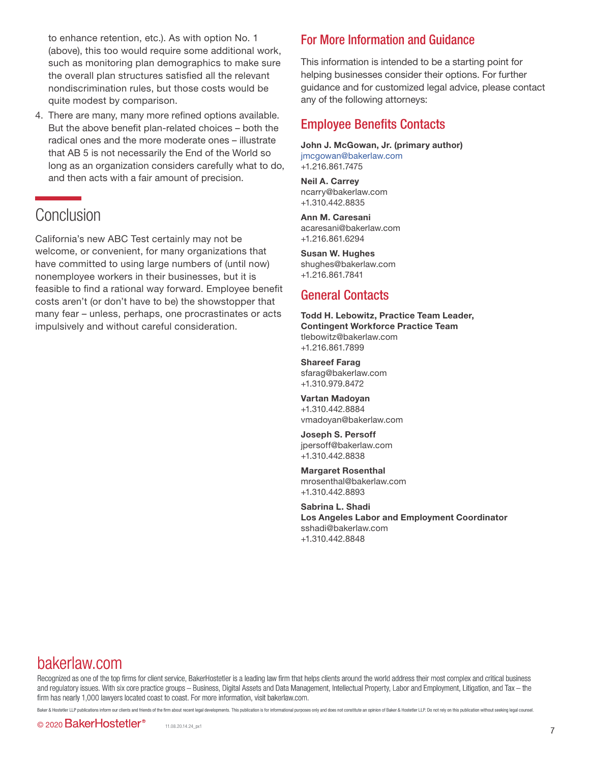to enhance retention, etc.). As with option No. 1 (above), this too would require some additional work, such as monitoring plan demographics to make sure the overall plan structures satisfied all the relevant nondiscrimination rules, but those costs would be quite modest by comparison.

4. There are many, many more refined options available. But the above benefit plan-related choices – both the radical ones and the more moderate ones – illustrate that AB 5 is not necessarily the End of the World so long as an organization considers carefully what to do, and then acts with a fair amount of precision.

## Conclusion

California's new ABC Test certainly may not be welcome, or convenient, for many organizations that have committed to using large numbers of (until now) nonemployee workers in their businesses, but it is feasible to find a rational way forward. Employee benefit costs aren't (or don't have to be) the showstopper that many fear – unless, perhaps, one procrastinates or acts impulsively and without careful consideration.

## For More Information and Guidance

This information is intended to be a starting point for helping businesses consider their options. For further guidance and for customized legal advice, please contact any of the following attorneys:

### Employee Benefits Contacts

**John J. McGowan, Jr. (primary author)**
jmcgowan@bakerlaw.com
+1.216.861.7475

**Neil A. Carrey**
ncarry@bakerlaw.com
+1.310.442.8835

**Ann M. Caresani**
acaresani@bakerlaw.com
+1.216.861.6294

**Susan W. Hughes**
shughes@bakerlaw.com
+1.216.861.7841

### General Contacts

**Todd H. Lebowitz, Practice Team Leader, Contingent Workforce Practice Team**
tlebowitz@bakerlaw.com
+1.216.861.7899

**Shareef Farag**
sfarag@bakerlaw.com
+1.310.979.8472

**Vartan Madoyan**
+1.310.442.8884
vmadoyan@bakerlaw.com

**Joseph S. Persoff**
jpersoff@bakerlaw.com
+1.310.442.8838

**Margaret Rosenthal**
mrosenthal@bakerlaw.com
+1.310.442.8893

**Sabrina L. Shadi**
**Los Angeles Labor and Employment Coordinator**
sshadi@bakerlaw.com
+1.310.442.8848

bakerlaw.com

Recognized as one of the top firms for client service, BakerHostetler is a leading law firm that helps clients around the world address their most complex and critical business and regulatory issues. With six core practice groups – Business, Digital Assets and Data Management, Intellectual Property, Labor and Employment, Litigation, and Tax – the firm has nearly 1,000 lawyers located coast to coast. For more information, visit bakerlaw.com.

Baker & Hostetler LLP publications inform our clients and friends of the firm about recent legal developments. This publication is for informational purposes only and does not constitute an opinion of Baker & Hostetler LLP. Do not rely on this publication without seeking legal counsel.

© 2020 BakerHostetler®

11.08.20.14.24_px1